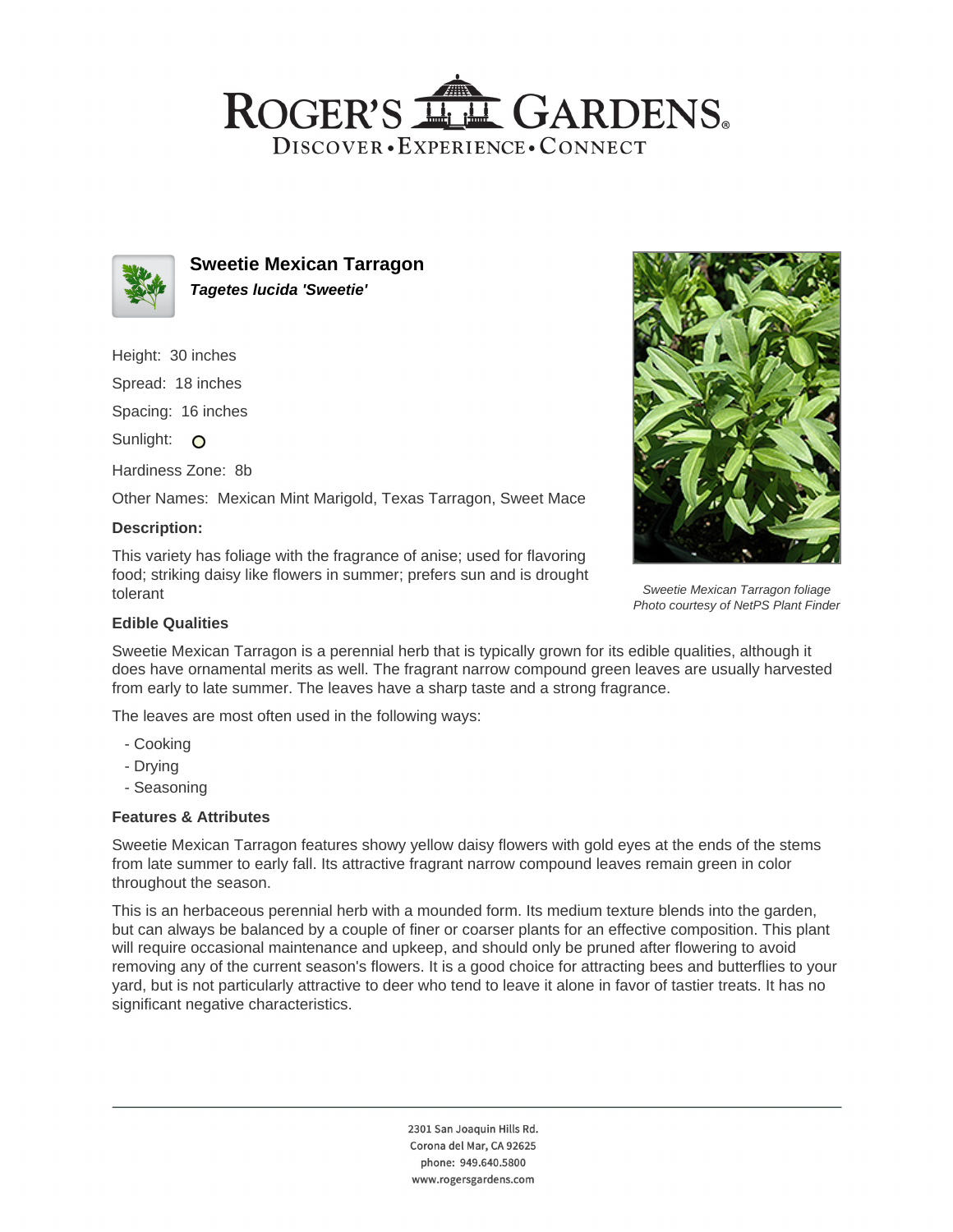# Sweetie Mexican Tarragon

***Tagetes lucida 'Sweetie'***

Height: 30 inches

Spread: 18 inches

Spacing: 16 inches

Sunlight: ○

Hardiness Zone: 8b

Other Names: Mexican Mint Marigold, Texas Tarragon, Sweet Mace

### Description:

This variety has foliage with the fragrance of anise; used for flavoring food; striking daisy like flowers in summer; prefers sun and is drought tolerant

*Sweetie Mexican Tarragon foliage*
*Photo courtesy of NetPS Plant Finder*

### Edible Qualities

Sweetie Mexican Tarragon is a perennial herb that is typically grown for its edible qualities, although it does have ornamental merits as well. The fragrant narrow compound green leaves are usually harvested from early to late summer. The leaves have a sharp taste and a strong fragrance.

The leaves are most often used in the following ways:

- Cooking
- Drying
- Seasoning

### Features & Attributes

Sweetie Mexican Tarragon features showy yellow daisy flowers with gold eyes at the ends of the stems from late summer to early fall. Its attractive fragrant narrow compound leaves remain green in color throughout the season.

This is an herbaceous perennial herb with a mounded form. Its medium texture blends into the garden, but can always be balanced by a couple of finer or coarser plants for an effective composition. This plant will require occasional maintenance and upkeep, and should only be pruned after flowering to avoid removing any of the current season's flowers. It is a good choice for attracting bees and butterflies to your yard, but is not particularly attractive to deer who tend to leave it alone in favor of tastier treats. It has no significant negative characteristics.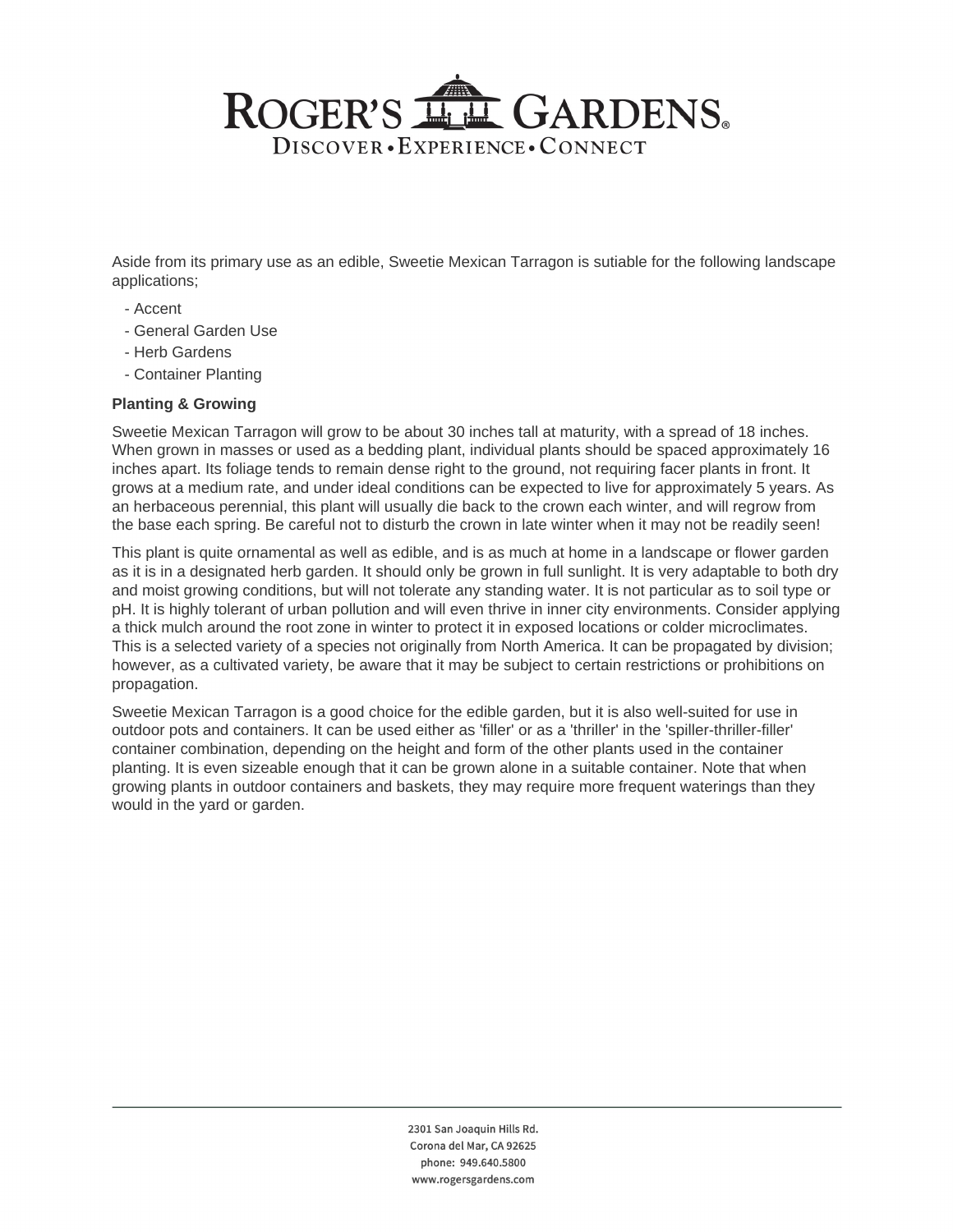Aside from its primary use as an edible, Sweetie Mexican Tarragon is sutiable for the following landscape applications;

- Accent
- General Garden Use
- Herb Gardens
- Container Planting

**Planting & Growing**

Sweetie Mexican Tarragon will grow to be about 30 inches tall at maturity, with a spread of 18 inches. When grown in masses or used as a bedding plant, individual plants should be spaced approximately 16 inches apart. Its foliage tends to remain dense right to the ground, not requiring facer plants in front. It grows at a medium rate, and under ideal conditions can be expected to live for approximately 5 years. As an herbaceous perennial, this plant will usually die back to the crown each winter, and will regrow from the base each spring. Be careful not to disturb the crown in late winter when it may not be readily seen!

This plant is quite ornamental as well as edible, and is as much at home in a landscape or flower garden as it is in a designated herb garden. It should only be grown in full sunlight. It is very adaptable to both dry and moist growing conditions, but will not tolerate any standing water. It is not particular as to soil type or pH. It is highly tolerant of urban pollution and will even thrive in inner city environments. Consider applying a thick mulch around the root zone in winter to protect it in exposed locations or colder microclimates. This is a selected variety of a species not originally from North America. It can be propagated by division; however, as a cultivated variety, be aware that it may be subject to certain restrictions or prohibitions on propagation.

Sweetie Mexican Tarragon is a good choice for the edible garden, but it is also well-suited for use in outdoor pots and containers. It can be used either as 'filler' or as a 'thriller' in the 'spiller-thriller-filler' container combination, depending on the height and form of the other plants used in the container planting. It is even sizeable enough that it can be grown alone in a suitable container. Note that when growing plants in outdoor containers and baskets, they may require more frequent waterings than they would in the yard or garden.